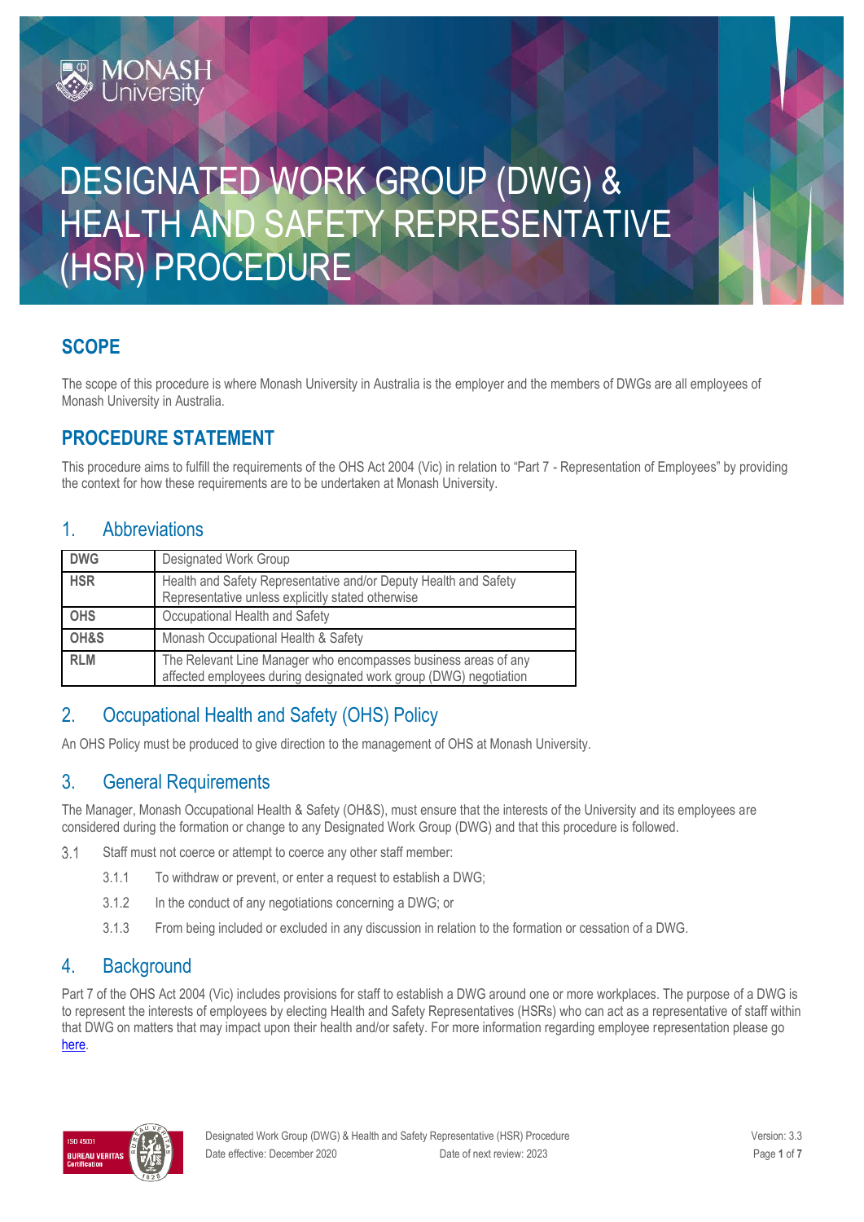# DESIGNATED WORK GROUP (DWG) & HEALTH AND SAFETY REPRESENTATIVE (HSR) PROCEDURE

## SCOPE

The scope of this procedure is where Monash University in Australia is the employer and the members of DWGs are all employees of Monash University in Australia.

## PROCEDURE STATEMENT

This procedure aims to fulfill the requirements of the OHS Act 2004 (Vic) in relation to "Part 7 - Representation of Employees" by providing the context for how these requirements are to be undertaken at Monash University.

## 1. Abbreviations

| | |
|---|---|
| **DWG** | Designated Work Group |
| **HSR** | Health and Safety Representative and/or Deputy Health and Safety Representative unless explicitly stated otherwise |
| **OHS** | Occupational Health and Safety |
| **OH&S** | Monash Occupational Health & Safety |
| **RLM** | The Relevant Line Manager who encompasses business areas of any affected employees during designated work group (DWG) negotiation |

## 2. Occupational Health and Safety (OHS) Policy

An OHS Policy must be produced to give direction to the management of OHS at Monash University.

## 3. General Requirements

The Manager, Monash Occupational Health & Safety (OH&S), must ensure that the interests of the University and its employees are considered during the formation or change to any Designated Work Group (DWG) and that this procedure is followed.

3.1 Staff must not coerce or attempt to coerce any other staff member:

- 3.1.1 To withdraw or prevent, or enter a request to establish a DWG;
- 3.1.2 In the conduct of any negotiations concerning a DWG; or
- 3.1.3 From being included or excluded in any discussion in relation to the formation or cessation of a DWG.

## 4. Background

Part 7 of the OHS Act 2004 (Vic) includes provisions for staff to establish a DWG around one or more workplaces. The purpose of a DWG is to represent the interests of employees by electing Health and Safety Representatives (HSRs) who can act as a representative of staff within that DWG on matters that may impact upon their health and/or safety. For more information regarding employee representation please go here.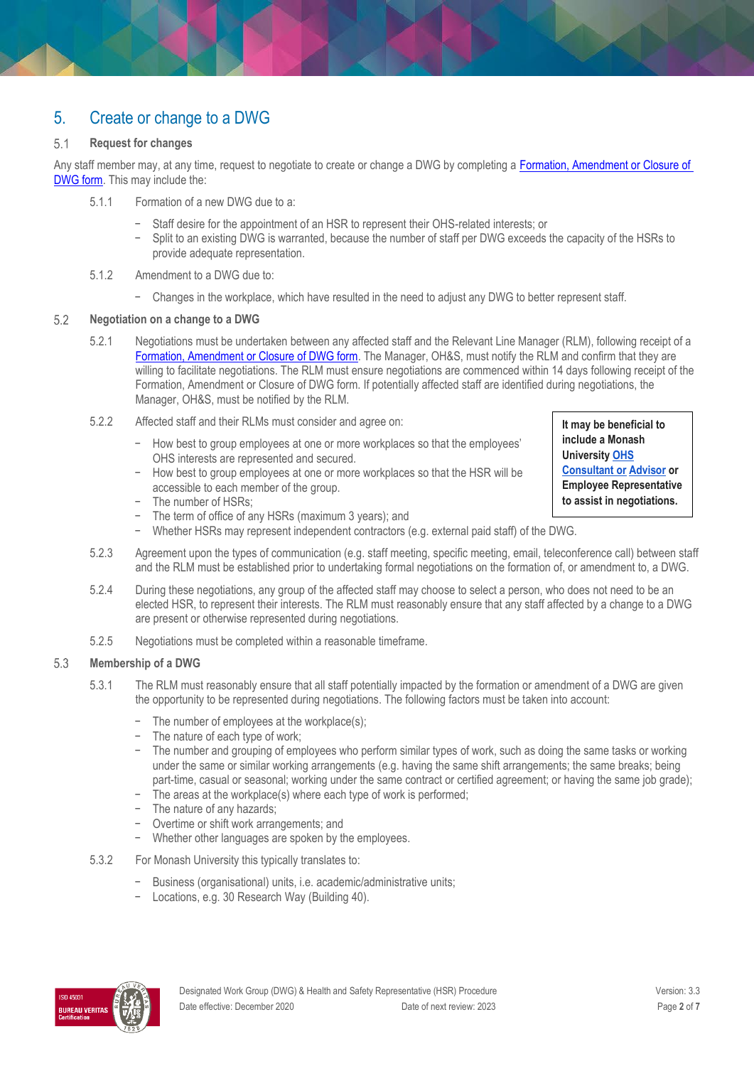## 5. Create or change to a DWG

### 5.1 Request for changes

Any staff member may, at any time, request to negotiate to create or change a DWG by completing a [Formation, Amendment or Closure of DWG form](). This may include the:

5.1.1 Formation of a new DWG due to a:

- Staff desire for the appointment of an HSR to represent their OHS-related interests; or
- Split to an existing DWG is warranted, because the number of staff per DWG exceeds the capacity of the HSRs to provide adequate representation.

5.1.2 Amendment to a DWG due to:

- Changes in the workplace, which have resulted in the need to adjust any DWG to better represent staff.

### 5.2 Negotiation on a change to a DWG

5.2.1 Negotiations must be undertaken between any affected staff and the Relevant Line Manager (RLM), following receipt of a [Formation, Amendment or Closure of DWG form](). The Manager, OH&S, must notify the RLM and confirm that they are willing to facilitate negotiations. The RLM must ensure negotiations are commenced within 14 days following receipt of the Formation, Amendment or Closure of DWG form. If potentially affected staff are identified during negotiations, the Manager, OH&S, must be notified by the RLM.

5.2.2 Affected staff and their RLMs must consider and agree on:

- How best to group employees at one or more workplaces so that the employees' OHS interests are represented and secured.
- How best to group employees at one or more workplaces so that the HSR will be accessible to each member of the group.
- The number of HSRs;
- The term of office of any HSRs (maximum 3 years); and
- Whether HSRs may represent independent contractors (e.g. external paid staff) of the DWG.

> **It may be beneficial to include a Monash University [OHS Consultant or Advisor]() or Employee Representative to assist in negotiations.**

5.2.3 Agreement upon the types of communication (e.g. staff meeting, specific meeting, email, teleconference call) between staff and the RLM must be established prior to undertaking formal negotiations on the formation of, or amendment to, a DWG.

5.2.4 During these negotiations, any group of the affected staff may choose to select a person, who does not need to be an elected HSR, to represent their interests. The RLM must reasonably ensure that any staff affected by a change to a DWG are present or otherwise represented during negotiations.

5.2.5 Negotiations must be completed within a reasonable timeframe.

### 5.3 Membership of a DWG

5.3.1 The RLM must reasonably ensure that all staff potentially impacted by the formation or amendment of a DWG are given the opportunity to be represented during negotiations. The following factors must be taken into account:

- The number of employees at the workplace(s);
- The nature of each type of work;
- The number and grouping of employees who perform similar types of work, such as doing the same tasks or working under the same or similar working arrangements (e.g. having the same shift arrangements; the same breaks; being part-time, casual or seasonal; working under the same contract or certified agreement; or having the same job grade);
- The areas at the workplace(s) where each type of work is performed;
- The nature of any hazards;
- Overtime or shift work arrangements; and
- Whether other languages are spoken by the employees.

5.3.2 For Monash University this typically translates to:

- Business (organisational) units, i.e. academic/administrative units;
- Locations, e.g. 30 Research Way (Building 40).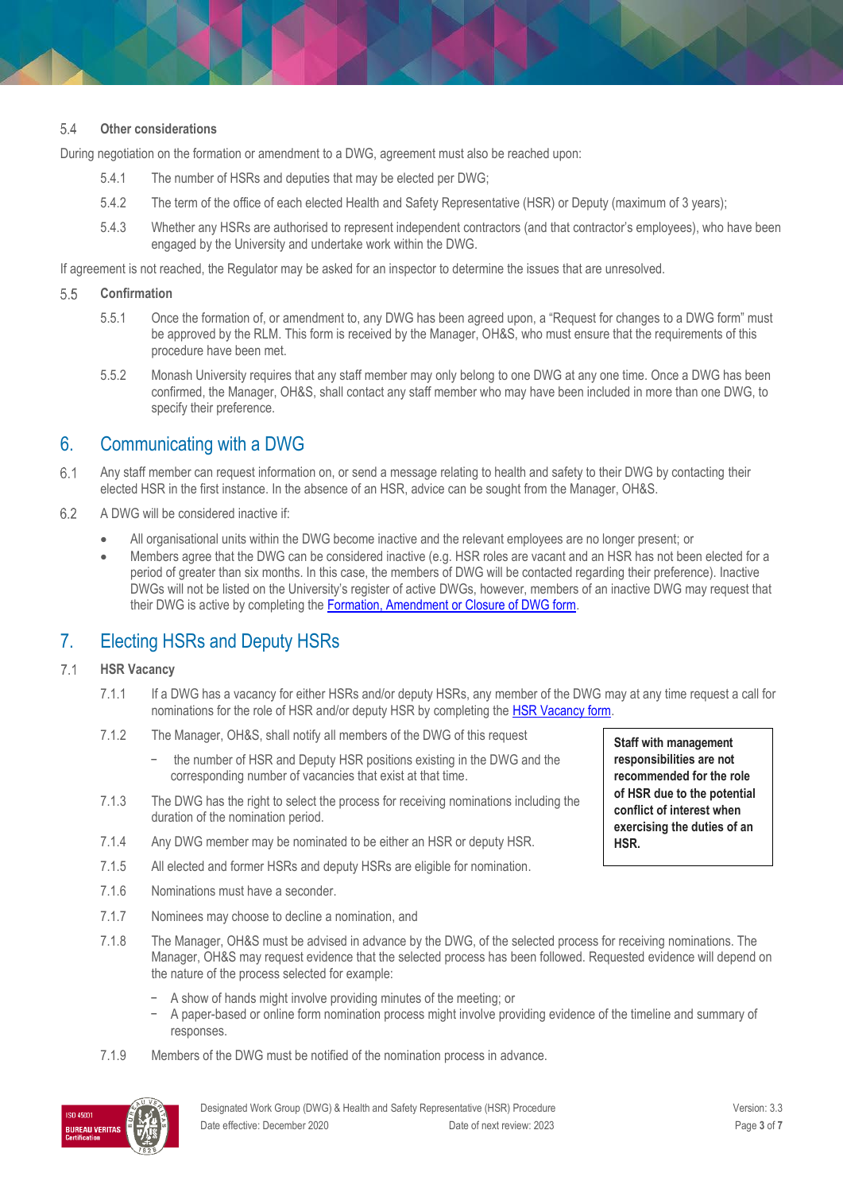### 5.4 Other considerations

During negotiation on the formation or amendment to a DWG, agreement must also be reached upon:

5.4.1 The number of HSRs and deputies that may be elected per DWG;

5.4.2 The term of the office of each elected Health and Safety Representative (HSR) or Deputy (maximum of 3 years);

5.4.3 Whether any HSRs are authorised to represent independent contractors (and that contractor's employees), who have been engaged by the University and undertake work within the DWG.

If agreement is not reached, the Regulator may be asked for an inspector to determine the issues that are unresolved.

### 5.5 Confirmation

5.5.1 Once the formation of, or amendment to, any DWG has been agreed upon, a "Request for changes to a DWG form" must be approved by the RLM. This form is received by the Manager, OH&S, who must ensure that the requirements of this procedure have been met.

5.5.2 Monash University requires that any staff member may only belong to one DWG at any one time. Once a DWG has been confirmed, the Manager, OH&S, shall contact any staff member who may have been included in more than one DWG, to specify their preference.

## 6. Communicating with a DWG

6.1 Any staff member can request information on, or send a message relating to health and safety to their DWG by contacting their elected HSR in the first instance. In the absence of an HSR, advice can be sought from the Manager, OH&S.

6.2 A DWG will be considered inactive if:

- All organisational units within the DWG become inactive and the relevant employees are no longer present; or
- Members agree that the DWG can be considered inactive (e.g. HSR roles are vacant and an HSR has not been elected for a period of greater than six months. In this case, the members of DWG will be contacted regarding their preference). Inactive DWGs will not be listed on the University's register of active DWGs, however, members of an inactive DWG may request that their DWG is active by completing the [Formation, Amendment or Closure of DWG form](#).

## 7. Electing HSRs and Deputy HSRs

### 7.1 HSR Vacancy

7.1.1 If a DWG has a vacancy for either HSRs and/or deputy HSRs, any member of the DWG may at any time request a call for nominations for the role of HSR and/or deputy HSR by completing the [HSR Vacancy form](#).

7.1.2 The Manager, OH&S, shall notify all members of the DWG of this request

- the number of HSR and Deputy HSR positions existing in the DWG and the corresponding number of vacancies that exist at that time.

7.1.3 The DWG has the right to select the process for receiving nominations including the duration of the nomination period.

7.1.4 Any DWG member may be nominated to be either an HSR or deputy HSR.

7.1.5 All elected and former HSRs and deputy HSRs are eligible for nomination.

7.1.6 Nominations must have a seconder.

7.1.7 Nominees may choose to decline a nomination, and

7.1.8 The Manager, OH&S must be advised in advance by the DWG, of the selected process for receiving nominations. The Manager, OH&S may request evidence that the selected process has been followed. Requested evidence will depend on the nature of the process selected for example:

- A show of hands might involve providing minutes of the meeting; or
- A paper-based or online form nomination process might involve providing evidence of the timeline and summary of responses.

7.1.9 Members of the DWG must be notified of the nomination process in advance.

**Staff with management responsibilities are not recommended for the role of HSR due to the potential conflict of interest when exercising the duties of an HSR.**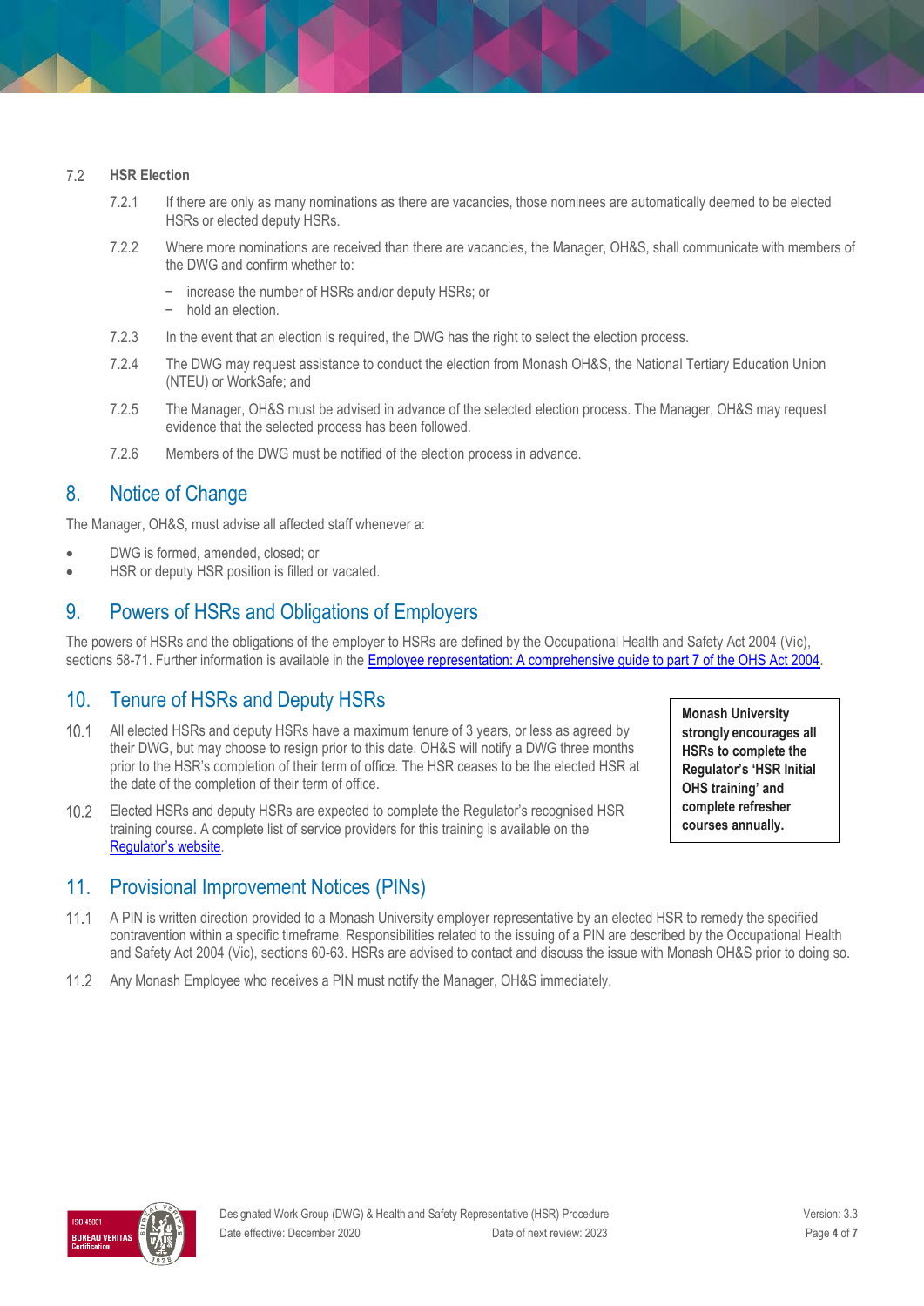### 7.2 HSR Election

7.2.1 If there are only as many nominations as there are vacancies, those nominees are automatically deemed to be elected HSRs or elected deputy HSRs.

7.2.2 Where more nominations are received than there are vacancies, the Manager, OH&S, shall communicate with members of the DWG and confirm whether to:

- increase the number of HSRs and/or deputy HSRs; or
- hold an election.

7.2.3 In the event that an election is required, the DWG has the right to select the election process.

7.2.4 The DWG may request assistance to conduct the election from Monash OH&S, the National Tertiary Education Union (NTEU) or WorkSafe; and

7.2.5 The Manager, OH&S must be advised in advance of the selected election process. The Manager, OH&S may request evidence that the selected process has been followed.

7.2.6 Members of the DWG must be notified of the election process in advance.

## 8. Notice of Change

The Manager, OH&S, must advise all affected staff whenever a:

- DWG is formed, amended, closed; or
- HSR or deputy HSR position is filled or vacated.

## 9. Powers of HSRs and Obligations of Employers

The powers of HSRs and the obligations of the employer to HSRs are defined by the Occupational Health and Safety Act 2004 (Vic), sections 58-71. Further information is available in the Employee representation: A comprehensive guide to part 7 of the OHS Act 2004.

## 10. Tenure of HSRs and Deputy HSRs

10.1 All elected HSRs and deputy HSRs have a maximum tenure of 3 years, or less as agreed by their DWG, but may choose to resign prior to this date. OH&S will notify a DWG three months prior to the HSR's completion of their term of office. The HSR ceases to be the elected HSR at the date of the completion of their term of office.

10.2 Elected HSRs and deputy HSRs are expected to complete the Regulator's recognised HSR training course. A complete list of service providers for this training is available on the Regulator's website.

**Monash University strongly encourages all HSRs to complete the Regulator's 'HSR Initial OHS training' and complete refresher courses annually.**

## 11. Provisional Improvement Notices (PINs)

11.1 A PIN is written direction provided to a Monash University employer representative by an elected HSR to remedy the specified contravention within a specific timeframe. Responsibilities related to the issuing of a PIN are described by the Occupational Health and Safety Act 2004 (Vic), sections 60-63. HSRs are advised to contact and discuss the issue with Monash OH&S prior to doing so.

11.2 Any Monash Employee who receives a PIN must notify the Manager, OH&S immediately.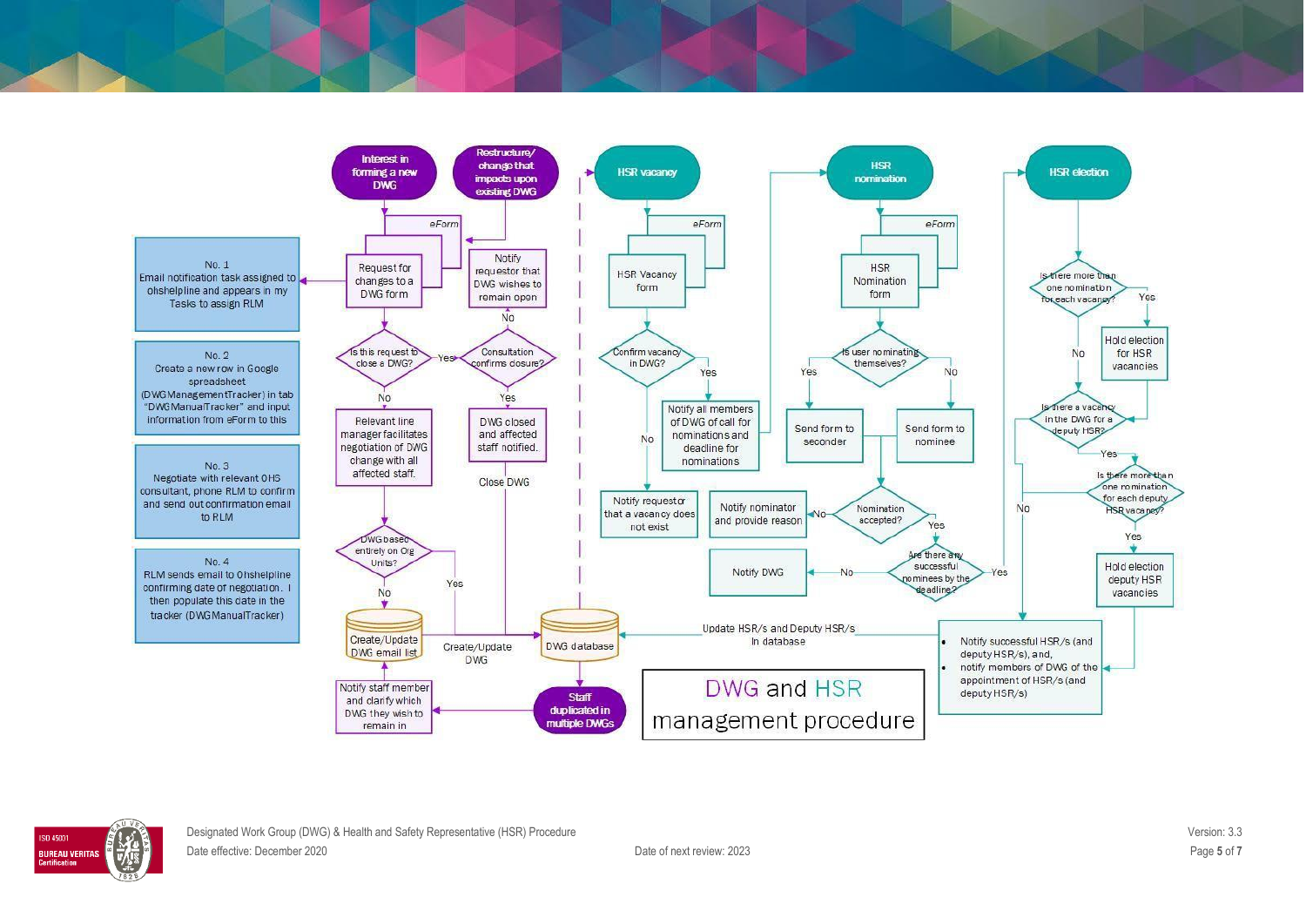# DWG and HSR management procedure

**No. 1**
Email notification task assigned to ohshelpline and appears in my Tasks to assign RLM

**No. 2**
Create a new row in Google spreadsheet (DWGManagementTracker) in tab "DWGManualTracker" and input information from eForm to this

**No. 3**
Negotiate with relevant OHS consultant, phone RLM to confirm and send out confirmation email to RLM

**No. 4**
RLM sends email to Ohshelpline confirming date of negotiation. I then populate this date in the tracker (DWGManualTracker)

## Interest in forming a new DWG / Restructure/change that impacts upon existing DWG

- Interest in forming a new DWG → eForm: Request for changes to a DWG form
- Restructure/change that impacts upon existing DWG → eForm: Request for changes to a DWG form
- Is this request to close a DWG?
  - Yes → Consultation confirms closure?
    - Yes → DWG closed and affected staff notified. → Close DWG
    - No → Notify requestor that DWG wishes to remain open
  - No → Relevant line manager facilitates negotiation of DWG change with all affected staff.
    - DWG based entirely on Org Units?
      - Yes → DWG database
      - No → Create/Update DWG email list → Create/Update DWG → DWG database
- DWG database → Staff duplicated in multiple DWGs → Notify staff member and clarify which DWG they wish to remain in

## HSR vacancy

- eForm: HSR Vacancy form
- Confirm vacancy in DWG?
  - Yes → Notify all members of DWG of call for nominations and deadline for nominations → HSR nomination
  - No → Notify requestor that a vacancy does not exist

## HSR nomination

- eForm: HSR Nomination form
- Is user nominating themselves?
  - Yes → Send form to seconder
  - No → Send form to nominee
- Nomination accepted?
  - No → Notify nominator and provide reason
  - Yes → Are there any successful nominees by the deadline?
    - No → Notify DWG
    - Yes → HSR election

## HSR election

- Is there more than one nomination for each vacancy?
  - Yes → Hold election for HSR vacancies
  - No → Is there a vacancy in the DWG for a deputy HSR?
- Is there a vacancy in the DWG for a deputy HSR?
  - Yes → Is there more than one nomination for each deputy HSR vacancy?
    - Yes → Hold election deputy HSR vacancies
    - No → Notify successful HSR/s
  - No → Notify successful HSR/s
- Notify successful HSR/s (and deputy HSR/s), and,
- notify members of DWG of the appointment of HSR/s (and deputy HSR/s)
- Update HSR/s and Deputy HSR/s in database → DWG database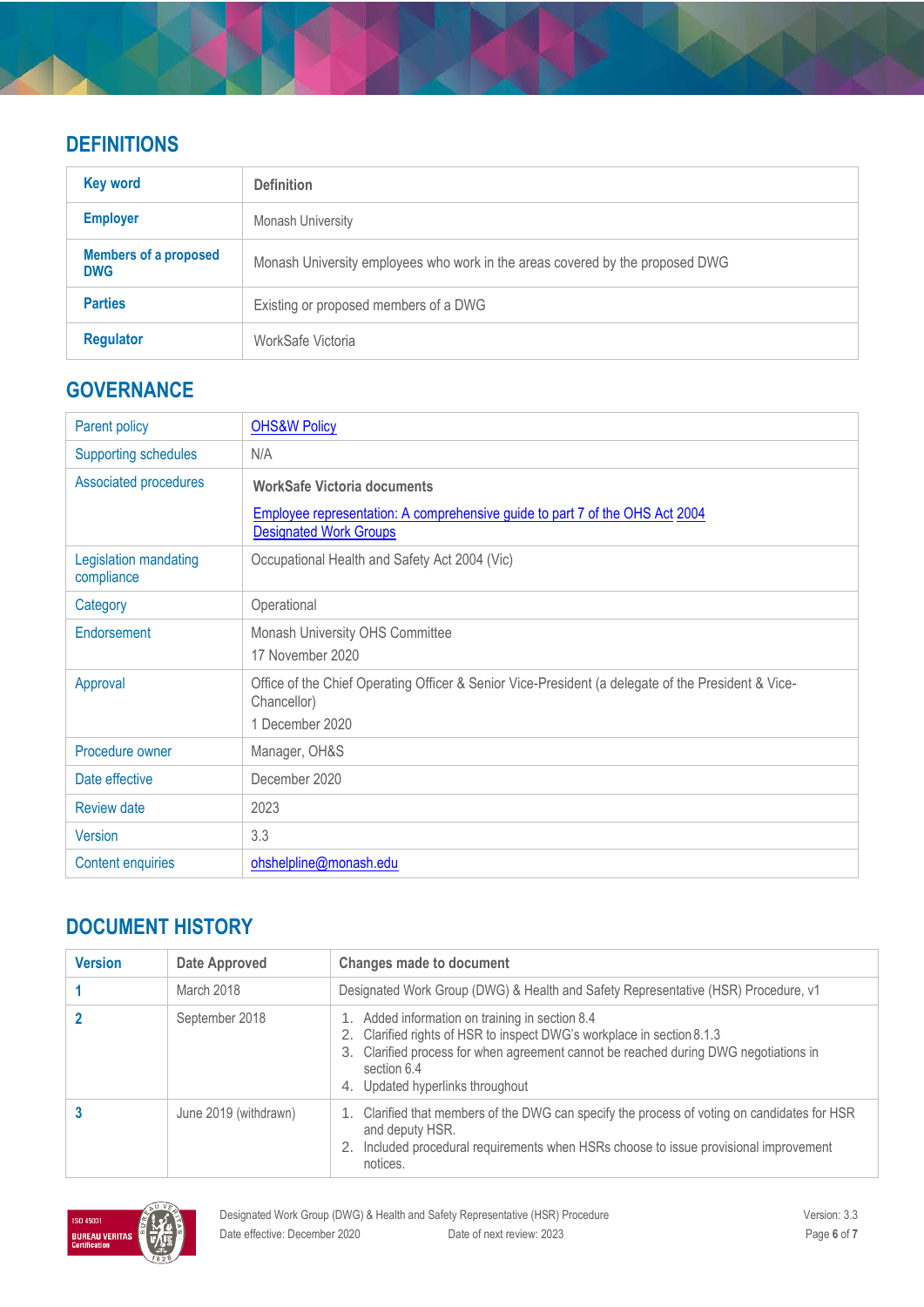## DEFINITIONS

| Key word | Definition |
|---|---|
| **Employer** | Monash University |
| **Members of a proposed DWG** | Monash University employees who work in the areas covered by the proposed DWG |
| **Parties** | Existing or proposed members of a DWG |
| **Regulator** | WorkSafe Victoria |

## GOVERNANCE

| | |
|---|---|
| Parent policy | OHS&W Policy |
| Supporting schedules | N/A |
| Associated procedures | **WorkSafe Victoria documents**<br>Employee representation: A comprehensive guide to part 7 of the OHS Act 2004<br>Designated Work Groups |
| Legislation mandating compliance | Occupational Health and Safety Act 2004 (Vic) |
| Category | Operational |
| Endorsement | Monash University OHS Committee<br>17 November 2020 |
| Approval | Office of the Chief Operating Officer & Senior Vice-President (a delegate of the President & Vice-Chancellor)<br>1 December 2020 |
| Procedure owner | Manager, OH&S |
| Date effective | December 2020 |
| Review date | 2023 |
| Version | 3.3 |
| Content enquiries | ohshelpline@monash.edu |

## DOCUMENT HISTORY

| Version | Date Approved | Changes made to document |
|---|---|---|
| 1 | March 2018 | Designated Work Group (DWG) & Health and Safety Representative (HSR) Procedure, v1 |
| 2 | September 2018 | 1. Added information on training in section 8.4<br>2. Clarified rights of HSR to inspect DWG's workplace in section 8.1.3<br>3. Clarified process for when agreement cannot be reached during DWG negotiations in section 6.4<br>4. Updated hyperlinks throughout |
| 3 | June 2019 (withdrawn) | 1. Clarified that members of the DWG can specify the process of voting on candidates for HSR and deputy HSR.<br>2. Included procedural requirements when HSRs choose to issue provisional improvement notices. |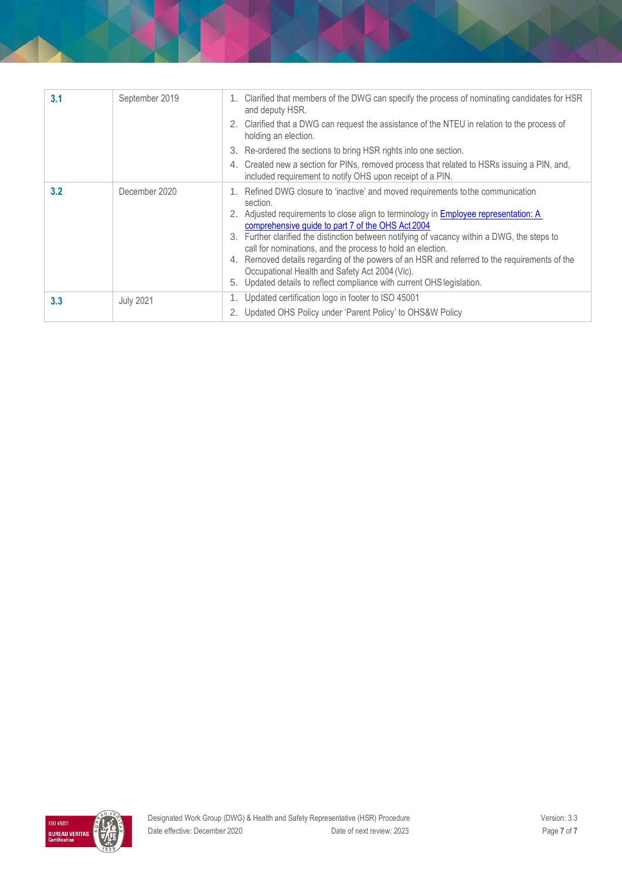| | | |
|---|---|---|
| **3.1** | September 2019 | 1. Clarified that members of the DWG can specify the process of nominating candidates for HSR and deputy HSR.<br>2. Clarified that a DWG can request the assistance of the NTEU in relation to the process of holding an election.<br>3. Re-ordered the sections to bring HSR rights into one section.<br>4. Created new a section for PINs, removed process that related to HSRs issuing a PIN, and, included requirement to notify OHS upon receipt of a PIN. |
| **3.2** | December 2020 | 1. Refined DWG closure to 'inactive' and moved requirements to the communication section.<br>2. Adjusted requirements to close align to terminology in Employee representation: A comprehensive guide to part 7 of the OHS Act 2004<br>3. Further clarified the distinction between notifying of vacancy within a DWG, the steps to call for nominations, and the process to hold an election.<br>4. Removed details regarding of the powers of an HSR and referred to the requirements of the Occupational Health and Safety Act 2004 (Vic).<br>5. Updated details to reflect compliance with current OHS legislation. |
| **3.3** | July 2021 | 1. Updated certification logo in footer to ISO 45001<br>2. Updated OHS Policy under 'Parent Policy' to OHS&W Policy |